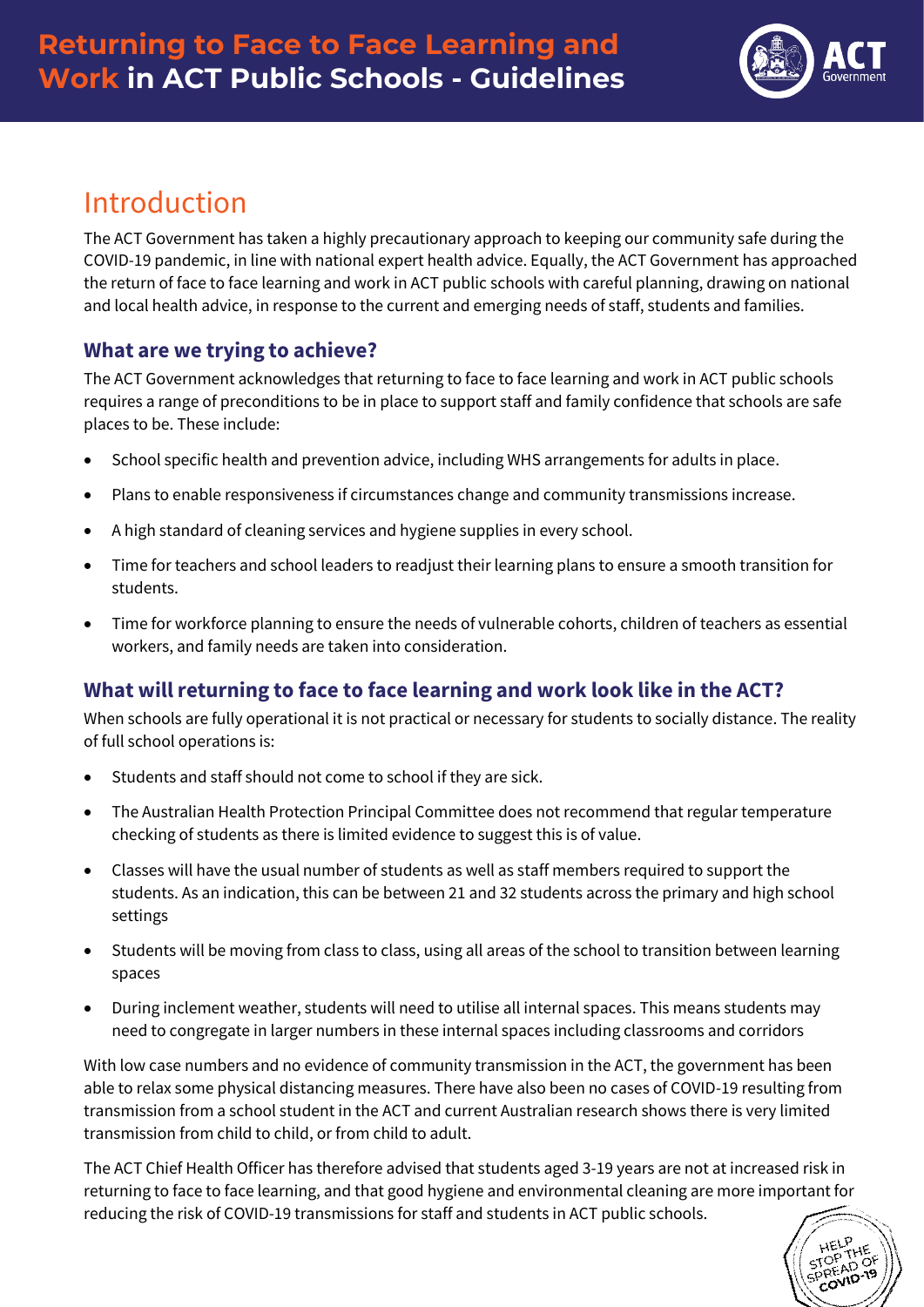# Returning to Face to Face Learning and Work in ACT Public Schools - Guidelines

## Introduction

The ACT Government has taken a highly precautionary approach to keeping our community safe during the COVID-19 pandemic, in line with national expert health advice. Equally, the ACT Government has approached the return of face to face learning and work in ACT public schools with careful planning, drawing on national and local health advice, in response to the current and emerging needs of staff, students and families.

### What are we trying to achieve?

The ACT Government acknowledges that returning to face to face learning and work in ACT public schools requires a range of preconditions to be in place to support staff and family confidence that schools are safe places to be. These include:

- School specific health and prevention advice, including WHS arrangements for adults in place.
- Plans to enable responsiveness if circumstances change and community transmissions increase.
- A high standard of cleaning services and hygiene supplies in every school.
- Time for teachers and school leaders to readjust their learning plans to ensure a smooth transition for students.
- Time for workforce planning to ensure the needs of vulnerable cohorts, children of teachers as essential workers, and family needs are taken into consideration.

### What will returning to face to face learning and work look like in the ACT?

When schools are fully operational it is not practical or necessary for students to socially distance. The reality of full school operations is:

- Students and staff should not come to school if they are sick.
- The Australian Health Protection Principal Committee does not recommend that regular temperature checking of students as there is limited evidence to suggest this is of value.
- Classes will have the usual number of students as well as staff members required to support the students. As an indication, this can be between 21 and 32 students across the primary and high school settings
- Students will be moving from class to class, using all areas of the school to transition between learning spaces
- During inclement weather, students will need to utilise all internal spaces. This means students may need to congregate in larger numbers in these internal spaces including classrooms and corridors

With low case numbers and no evidence of community transmission in the ACT, the government has been able to relax some physical distancing measures. There have also been no cases of COVID-19 resulting from transmission from a school student in the ACT and current Australian research shows there is very limited transmission from child to child, or from child to adult.

The ACT Chief Health Officer has therefore advised that students aged 3-19 years are not at increased risk in returning to face to face learning, and that good hygiene and environmental cleaning are more important for reducing the risk of COVID-19 transmissions for staff and students in ACT public schools.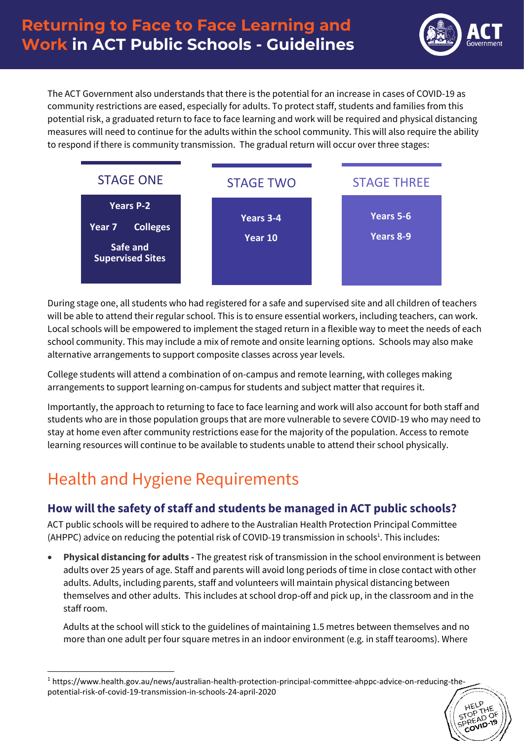The ACT Government also understands that there is the potential for an increase in cases of COVID-19 as community restrictions are eased, especially for adults. To protect staff, students and families from this potential risk, a graduated return to face to face learning and work will be required and physical distancing measures will need to continue for the adults within the school community. This will also require the ability to respond if there is community transmission. The gradual return will occur over three stages:

| STAGE ONE | STAGE TWO | STAGE THREE |
| --- | --- | --- |
| Years P-2<br>Year 7 Colleges<br>Safe and Supervised Sites | Years 3-4<br>Year 10 | Years 5-6<br>Years 8-9 |

During stage one, all students who had registered for a safe and supervised site and all children of teachers will be able to attend their regular school. This is to ensure essential workers, including teachers, can work. Local schools will be empowered to implement the staged return in a flexible way to meet the needs of each school community. This may include a mix of remote and onsite learning options. Schools may also make alternative arrangements to support composite classes across year levels.

College students will attend a combination of on-campus and remote learning, with colleges making arrangements to support learning on-campus for students and subject matter that requires it.

Importantly, the approach to returning to face to face learning and work will also account for both staff and students who are in those population groups that are more vulnerable to severe COVID-19 who may need to stay at home even after community restrictions ease for the majority of the population. Access to remote learning resources will continue to be available to students unable to attend their school physically.

# Health and Hygiene Requirements

### How will the safety of staff and students be managed in ACT public schools?

ACT public schools will be required to adhere to the Australian Health Protection Principal Committee (AHPPC) advice on reducing the potential risk of COVID-19 transmission in schools[1]. This includes:

- **Physical distancing for adults -** The greatest risk of transmission in the school environment is between adults over 25 years of age. Staff and parents will avoid long periods of time in close contact with other adults. Adults, including parents, staff and volunteers will maintain physical distancing between themselves and other adults. This includes at school drop-off and pick up, in the classroom and in the staff room.

  Adults at the school will stick to the guidelines of maintaining 1.5 metres between themselves and no more than one adult per four square metres in an indoor environment (e.g. in staff tearooms). Where

[1] https://www.health.gov.au/news/australian-health-protection-principal-committee-ahppc-advice-on-reducing-the-potential-risk-of-covid-19-transmission-in-schools-24-april-2020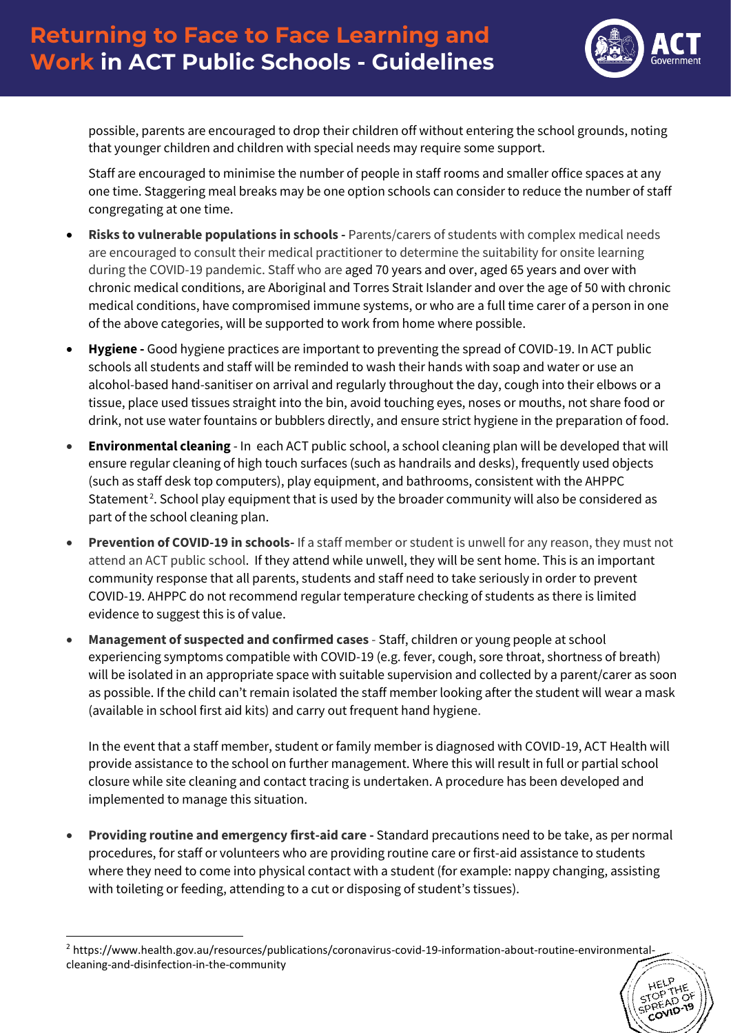possible, parents are encouraged to drop their children off without entering the school grounds, noting that younger children and children with special needs may require some support.

Staff are encouraged to minimise the number of people in staff rooms and smaller office spaces at any one time. Staggering meal breaks may be one option schools can consider to reduce the number of staff congregating at one time.

- **Risks to vulnerable populations in schools -** Parents/carers of students with complex medical needs are encouraged to consult their medical practitioner to determine the suitability for onsite learning during the COVID-19 pandemic. Staff who are aged 70 years and over, aged 65 years and over with chronic medical conditions, are Aboriginal and Torres Strait Islander and over the age of 50 with chronic medical conditions, have compromised immune systems, or who are a full time carer of a person in one of the above categories, will be supported to work from home where possible.
- **Hygiene -** Good hygiene practices are important to preventing the spread of COVID-19. In ACT public schools all students and staff will be reminded to wash their hands with soap and water or use an alcohol-based hand-sanitiser on arrival and regularly throughout the day, cough into their elbows or a tissue, place used tissues straight into the bin, avoid touching eyes, noses or mouths, not share food or drink, not use water fountains or bubblers directly, and ensure strict hygiene in the preparation of food.
- **Environmental cleaning** - In each ACT public school, a school cleaning plan will be developed that will ensure regular cleaning of high touch surfaces (such as handrails and desks), frequently used objects (such as staff desk top computers), play equipment, and bathrooms, consistent with the AHPPC Statement[2]. School play equipment that is used by the broader community will also be considered as part of the school cleaning plan.
- **Prevention of COVID-19 in schools-** If a staff member or student is unwell for any reason, they must not attend an ACT public school. If they attend while unwell, they will be sent home. This is an important community response that all parents, students and staff need to take seriously in order to prevent COVID-19. AHPPC do not recommend regular temperature checking of students as there is limited evidence to suggest this is of value.
- **Management of suspected and confirmed cases** - Staff, children or young people at school experiencing symptoms compatible with COVID-19 (e.g. fever, cough, sore throat, shortness of breath) will be isolated in an appropriate space with suitable supervision and collected by a parent/carer as soon as possible. If the child can't remain isolated the staff member looking after the student will wear a mask (available in school first aid kits) and carry out frequent hand hygiene.

  In the event that a staff member, student or family member is diagnosed with COVID-19, ACT Health will provide assistance to the school on further management. Where this will result in full or partial school closure while site cleaning and contact tracing is undertaken. A procedure has been developed and implemented to manage this situation.

- **Providing routine and emergency first-aid care -** Standard precautions need to be take, as per normal procedures, for staff or volunteers who are providing routine care or first-aid assistance to students where they need to come into physical contact with a student (for example: nappy changing, assisting with toileting or feeding, attending to a cut or disposing of student's tissues).

---

[2] https://www.health.gov.au/resources/publications/coronavirus-covid-19-information-about-routine-environmental-cleaning-and-disinfection-in-the-community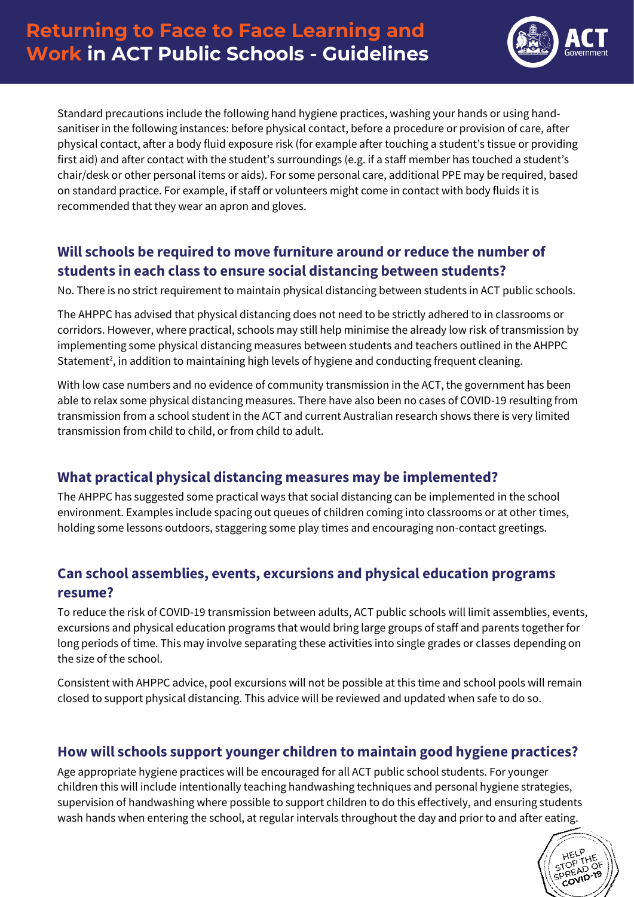Standard precautions include the following hand hygiene practices, washing your hands or using hand-sanitiser in the following instances: before physical contact, before a procedure or provision of care, after physical contact, after a body fluid exposure risk (for example after touching a student's tissue or providing first aid) and after contact with the student's surroundings (e.g. if a staff member has touched a student's chair/desk or other personal items or aids). For some personal care, additional PPE may be required, based on standard practice. For example, if staff or volunteers might come in contact with body fluids it is recommended that they wear an apron and gloves.

## Will schools be required to move furniture around or reduce the number of students in each class to ensure social distancing between students?

No. There is no strict requirement to maintain physical distancing between students in ACT public schools.

The AHPPC has advised that physical distancing does not need to be strictly adhered to in classrooms or corridors. However, where practical, schools may still help minimise the already low risk of transmission by implementing some physical distancing measures between students and teachers outlined in the AHPPC Statement[2], in addition to maintaining high levels of hygiene and conducting frequent cleaning.

With low case numbers and no evidence of community transmission in the ACT, the government has been able to relax some physical distancing measures. There have also been no cases of COVID-19 resulting from transmission from a school student in the ACT and current Australian research shows there is very limited transmission from child to child, or from child to adult.

## What practical physical distancing measures may be implemented?

The AHPPC has suggested some practical ways that social distancing can be implemented in the school environment. Examples include spacing out queues of children coming into classrooms or at other times, holding some lessons outdoors, staggering some play times and encouraging non-contact greetings.

## Can school assemblies, events, excursions and physical education programs resume?

To reduce the risk of COVID-19 transmission between adults, ACT public schools will limit assemblies, events, excursions and physical education programs that would bring large groups of staff and parents together for long periods of time. This may involve separating these activities into single grades or classes depending on the size of the school.

Consistent with AHPPC advice, pool excursions will not be possible at this time and school pools will remain closed to support physical distancing. This advice will be reviewed and updated when safe to do so.

## How will schools support younger children to maintain good hygiene practices?

Age appropriate hygiene practices will be encouraged for all ACT public school students. For younger children this will include intentionally teaching handwashing techniques and personal hygiene strategies, supervision of handwashing where possible to support children to do this effectively, and ensuring students wash hands when entering the school, at regular intervals throughout the day and prior to and after eating.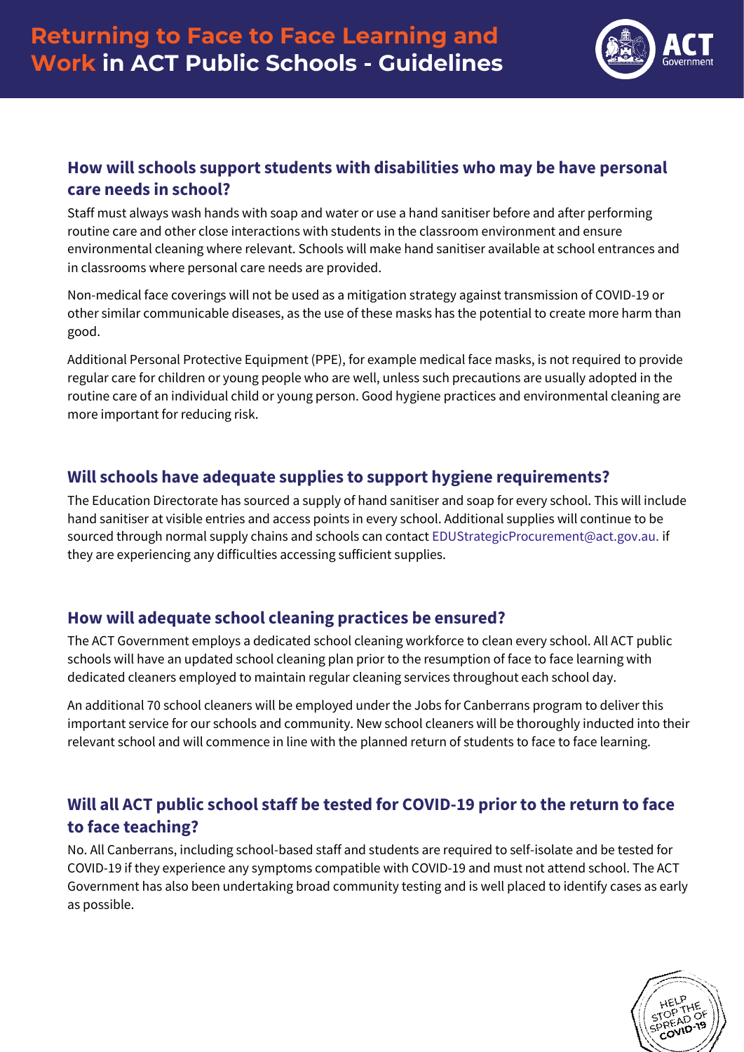## How will schools support students with disabilities who may be have personal care needs in school?

Staff must always wash hands with soap and water or use a hand sanitiser before and after performing routine care and other close interactions with students in the classroom environment and ensure environmental cleaning where relevant. Schools will make hand sanitiser available at school entrances and in classrooms where personal care needs are provided.

Non-medical face coverings will not be used as a mitigation strategy against transmission of COVID-19 or other similar communicable diseases, as the use of these masks has the potential to create more harm than good.

Additional Personal Protective Equipment (PPE), for example medical face masks, is not required to provide regular care for children or young people who are well, unless such precautions are usually adopted in the routine care of an individual child or young person. Good hygiene practices and environmental cleaning are more important for reducing risk.

## Will schools have adequate supplies to support hygiene requirements?

The Education Directorate has sourced a supply of hand sanitiser and soap for every school. This will include hand sanitiser at visible entries and access points in every school. Additional supplies will continue to be sourced through normal supply chains and schools can contact EDUStrategicProcurement@act.gov.au. if they are experiencing any difficulties accessing sufficient supplies.

## How will adequate school cleaning practices be ensured?

The ACT Government employs a dedicated school cleaning workforce to clean every school. All ACT public schools will have an updated school cleaning plan prior to the resumption of face to face learning with dedicated cleaners employed to maintain regular cleaning services throughout each school day.

An additional 70 school cleaners will be employed under the Jobs for Canberrans program to deliver this important service for our schools and community. New school cleaners will be thoroughly inducted into their relevant school and will commence in line with the planned return of students to face to face learning.

## Will all ACT public school staff be tested for COVID-19 prior to the return to face to face teaching?

No. All Canberrans, including school-based staff and students are required to self-isolate and be tested for COVID-19 if they experience any symptoms compatible with COVID-19 and must not attend school. The ACT Government has also been undertaking broad community testing and is well placed to identify cases as early as possible.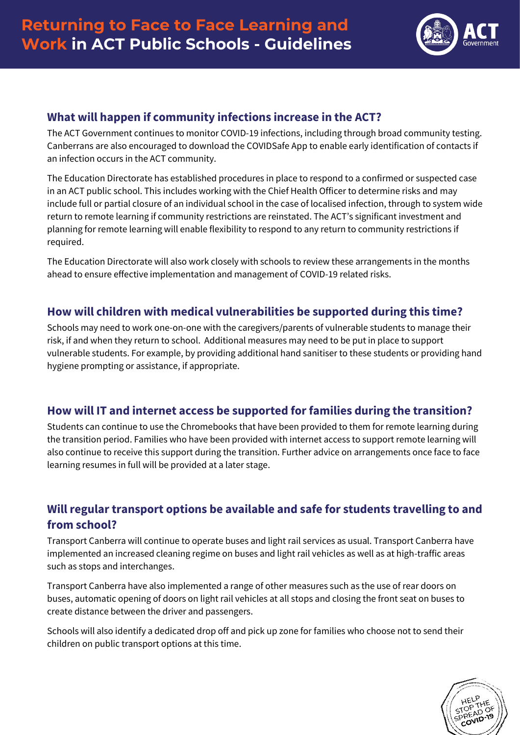## What will happen if community infections increase in the ACT?

The ACT Government continues to monitor COVID-19 infections, including through broad community testing. Canberrans are also encouraged to download the COVIDSafe App to enable early identification of contacts if an infection occurs in the ACT community.

The Education Directorate has established procedures in place to respond to a confirmed or suspected case in an ACT public school. This includes working with the Chief Health Officer to determine risks and may include full or partial closure of an individual school in the case of localised infection, through to system wide return to remote learning if community restrictions are reinstated. The ACT's significant investment and planning for remote learning will enable flexibility to respond to any return to community restrictions if required.

The Education Directorate will also work closely with schools to review these arrangements in the months ahead to ensure effective implementation and management of COVID-19 related risks.

## How will children with medical vulnerabilities be supported during this time?

Schools may need to work one-on-one with the caregivers/parents of vulnerable students to manage their risk, if and when they return to school. Additional measures may need to be put in place to support vulnerable students. For example, by providing additional hand sanitiser to these students or providing hand hygiene prompting or assistance, if appropriate.

## How will IT and internet access be supported for families during the transition?

Students can continue to use the Chromebooks that have been provided to them for remote learning during the transition period. Families who have been provided with internet access to support remote learning will also continue to receive this support during the transition. Further advice on arrangements once face to face learning resumes in full will be provided at a later stage.

## Will regular transport options be available and safe for students travelling to and from school?

Transport Canberra will continue to operate buses and light rail services as usual. Transport Canberra have implemented an increased cleaning regime on buses and light rail vehicles as well as at high-traffic areas such as stops and interchanges.

Transport Canberra have also implemented a range of other measures such as the use of rear doors on buses, automatic opening of doors on light rail vehicles at all stops and closing the front seat on buses to create distance between the driver and passengers.

Schools will also identify a dedicated drop off and pick up zone for families who choose not to send their children on public transport options at this time.